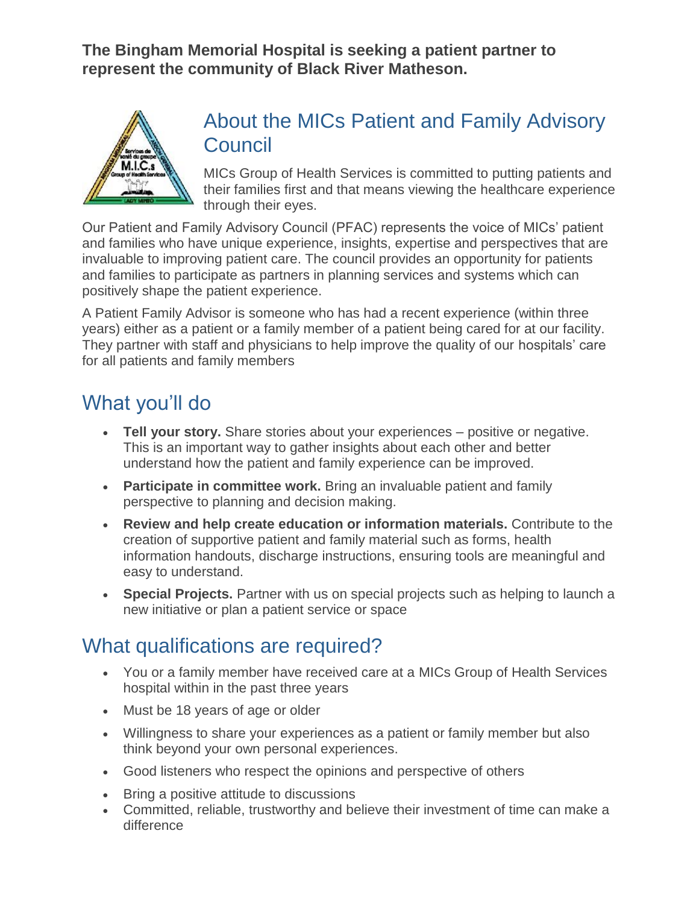**The Bingham Memorial Hospital is seeking a patient partner to represent the community of Black River Matheson.**

## About the MICs Patient and Family Advisory Council

MICs Group of Health Services is committed to putting patients and their families first and that means viewing the healthcare experience through their eyes.

Our Patient and Family Advisory Council (PFAC) represents the voice of MICs' patient and families who have unique experience, insights, expertise and perspectives that are invaluable to improving patient care. The council provides an opportunity for patients and families to participate as partners in planning services and systems which can positively shape the patient experience.

A Patient Family Advisor is someone who has had a recent experience (within three years) either as a patient or a family member of a patient being cared for at our facility. They partner with staff and physicians to help improve the quality of our hospitals' care for all patients and family members

## What you'll do

- **Tell your story.** Share stories about your experiences – positive or negative. This is an important way to gather insights about each other and better understand how the patient and family experience can be improved.
- **Participate in committee work.** Bring an invaluable patient and family perspective to planning and decision making.
- **Review and help create education or information materials.** Contribute to the creation of supportive patient and family material such as forms, health information handouts, discharge instructions, ensuring tools are meaningful and easy to understand.
- **Special Projects.** Partner with us on special projects such as helping to launch a new initiative or plan a patient service or space

## What qualifications are required?

- You or a family member have received care at a MICs Group of Health Services hospital within in the past three years
- Must be 18 years of age or older
- Willingness to share your experiences as a patient or family member but also think beyond your own personal experiences.
- Good listeners who respect the opinions and perspective of others
- Bring a positive attitude to discussions
- Committed, reliable, trustworthy and believe their investment of time can make a difference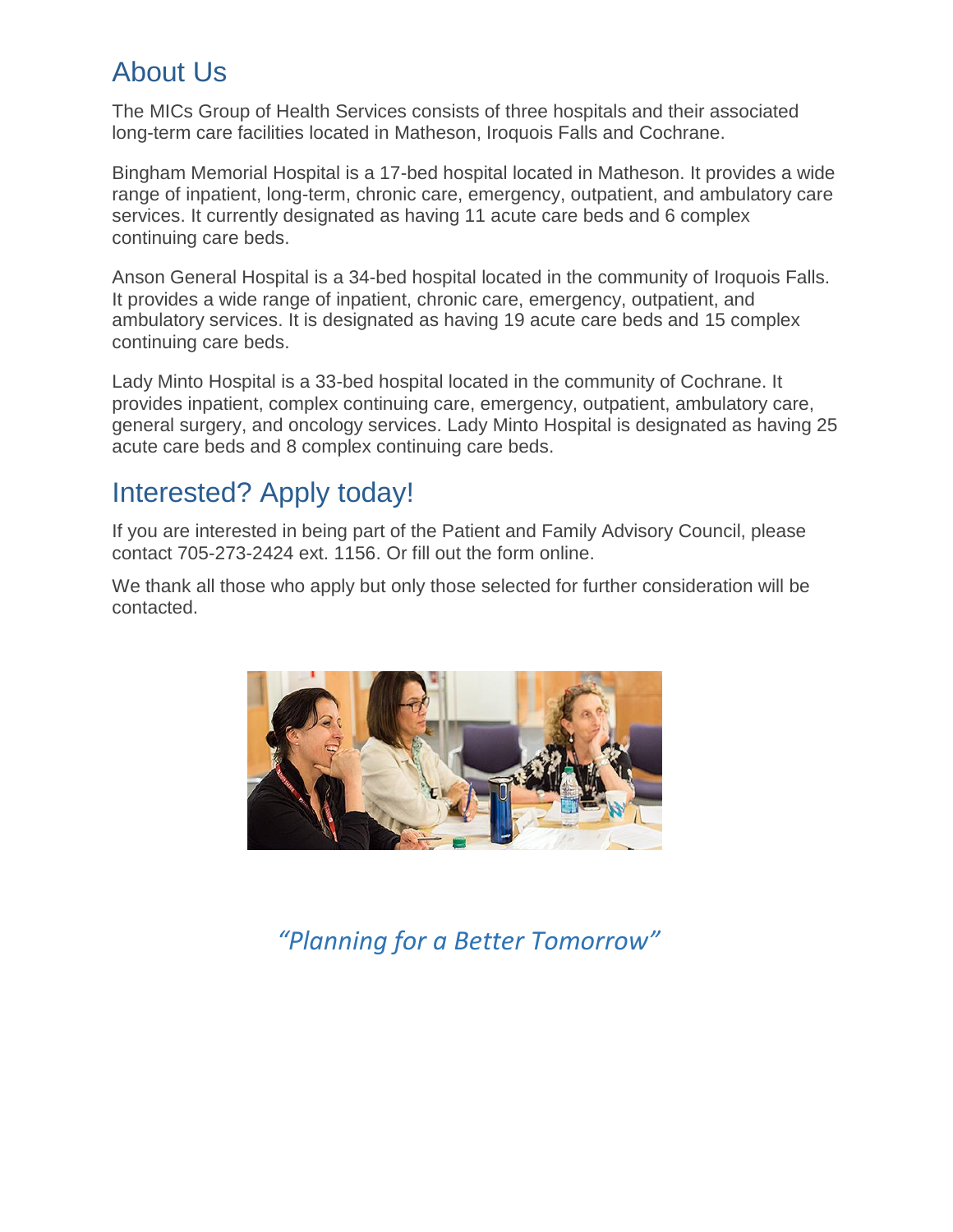## About Us

The MICs Group of Health Services consists of three hospitals and their associated long-term care facilities located in Matheson, Iroquois Falls and Cochrane.

Bingham Memorial Hospital is a 17-bed hospital located in Matheson. It provides a wide range of inpatient, long-term, chronic care, emergency, outpatient, and ambulatory care services. It currently designated as having 11 acute care beds and 6 complex continuing care beds.

Anson General Hospital is a 34-bed hospital located in the community of Iroquois Falls. It provides a wide range of inpatient, chronic care, emergency, outpatient, and ambulatory services. It is designated as having 19 acute care beds and 15 complex continuing care beds.

Lady Minto Hospital is a 33-bed hospital located in the community of Cochrane. It provides inpatient, complex continuing care, emergency, outpatient, ambulatory care, general surgery, and oncology services. Lady Minto Hospital is designated as having 25 acute care beds and 8 complex continuing care beds.

## Interested? Apply today!

If you are interested in being part of the Patient and Family Advisory Council, please contact 705-273-2424 ext. 1156. Or fill out the form online.

We thank all those who apply but only those selected for further consideration will be contacted.

*"Planning for a Better Tomorrow"*